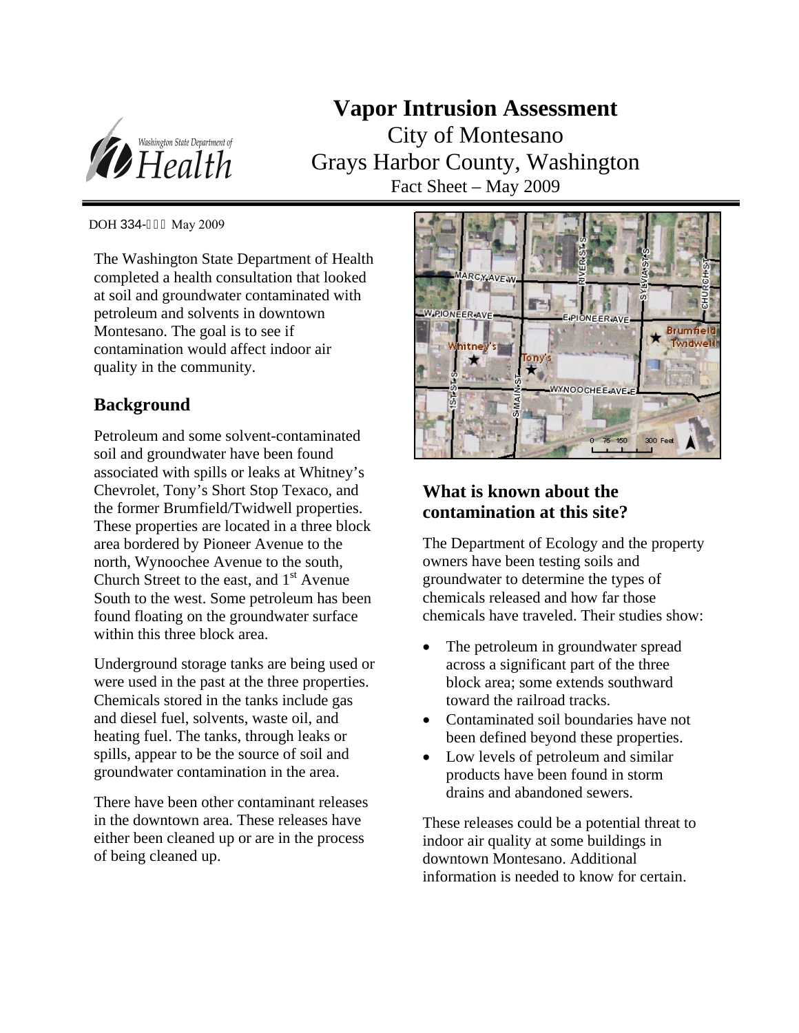# Vapor Intrusion Assessment

City of Montesano

Grays Harbor County, Washington

Fact Sheet – May 2009

DOH 334-    May 2009

The Washington State Department of Health completed a health consultation that looked at soil and groundwater contaminated with petroleum and solvents in downtown Montesano. The goal is to see if contamination would affect indoor air quality in the community.

## Background

Petroleum and some solvent-contaminated soil and groundwater have been found associated with spills or leaks at Whitney's Chevrolet, Tony's Short Stop Texaco, and the former Brumfield/Twidwell properties. These properties are located in a three block area bordered by Pioneer Avenue to the north, Wynoochee Avenue to the south, Church Street to the east, and 1st Avenue South to the west. Some petroleum has been found floating on the groundwater surface within this three block area.

Underground storage tanks are being used or were used in the past at the three properties. Chemicals stored in the tanks include gas and diesel fuel, solvents, waste oil, and heating fuel. The tanks, through leaks or spills, appear to be the source of soil and groundwater contamination in the area.

There have been other contaminant releases in the downtown area. These releases have either been cleaned up or are in the process of being cleaned up.

## What is known about the contamination at this site?

The Department of Ecology and the property owners have been testing soils and groundwater to determine the types of chemicals released and how far those chemicals have traveled. Their studies show:

- The petroleum in groundwater spread across a significant part of the three block area; some extends southward toward the railroad tracks.
- Contaminated soil boundaries have not been defined beyond these properties.
- Low levels of petroleum and similar products have been found in storm drains and abandoned sewers.

These releases could be a potential threat to indoor air quality at some buildings in downtown Montesano. Additional information is needed to know for certain.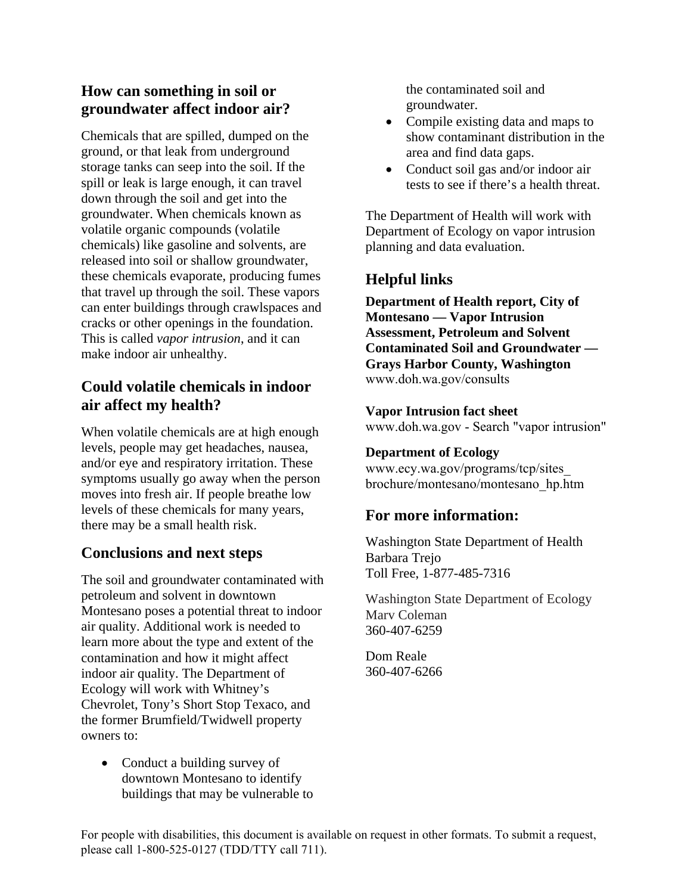## How can something in soil or groundwater affect indoor air?

Chemicals that are spilled, dumped on the ground, or that leak from underground storage tanks can seep into the soil. If the spill or leak is large enough, it can travel down through the soil and get into the groundwater. When chemicals known as volatile organic compounds (volatile chemicals) like gasoline and solvents, are released into soil or shallow groundwater, these chemicals evaporate, producing fumes that travel up through the soil. These vapors can enter buildings through crawlspaces and cracks or other openings in the foundation. This is called *vapor intrusion*, and it can make indoor air unhealthy.

## Could volatile chemicals in indoor air affect my health?

When volatile chemicals are at high enough levels, people may get headaches, nausea, and/or eye and respiratory irritation. These symptoms usually go away when the person moves into fresh air. If people breathe low levels of these chemicals for many years, there may be a small health risk.

## Conclusions and next steps

The soil and groundwater contaminated with petroleum and solvent in downtown Montesano poses a potential threat to indoor air quality. Additional work is needed to learn more about the type and extent of the contamination and how it might affect indoor air quality. The Department of Ecology will work with Whitney's Chevrolet, Tony's Short Stop Texaco, and the former Brumfield/Twidwell property owners to:

- Conduct a building survey of downtown Montesano to identify buildings that may be vulnerable to the contaminated soil and groundwater.
- Compile existing data and maps to show contaminant distribution in the area and find data gaps.
- Conduct soil gas and/or indoor air tests to see if there's a health threat.

The Department of Health will work with Department of Ecology on vapor intrusion planning and data evaluation.

## Helpful links

**Department of Health report, City of Montesano — Vapor Intrusion Assessment, Petroleum and Solvent Contaminated Soil and Groundwater — Grays Harbor County, Washington**
www.doh.wa.gov/consults

**Vapor Intrusion fact sheet**
www.doh.wa.gov - Search "vapor intrusion"

**Department of Ecology**
www.ecy.wa.gov/programs/tcp/sites_brochure/montesano/montesano_hp.htm

## For more information:

Washington State Department of Health
Barbara Trejo
Toll Free, 1-877-485-7316

Washington State Department of Ecology
Mary Coleman
360-407-6259

Dom Reale
360-407-6266

For people with disabilities, this document is available on request in other formats. To submit a request, please call 1-800-525-0127 (TDD/TTY call 711).